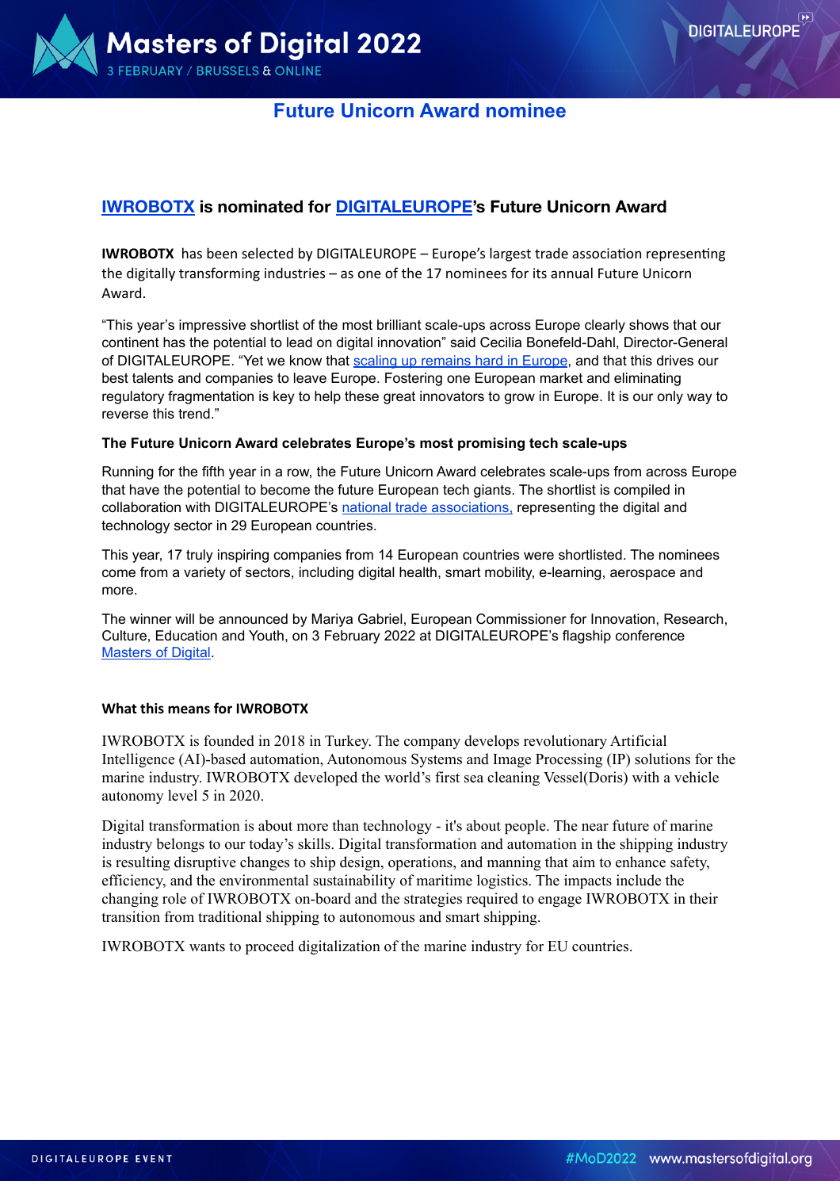# Future Unicorn Award nominee

## [IWROBOTX](#) is nominated for [DIGITALEUROPE](#)'s Future Unicorn Award

**IWROBOTX** has been selected by DIGITALEUROPE – Europe's largest trade association representing the digitally transforming industries – as one of the 17 nominees for its annual Future Unicorn Award.

"This year's impressive shortlist of the most brilliant scale-ups across Europe clearly shows that our continent has the potential to lead on digital innovation" said Cecilia Bonefeld-Dahl, Director-General of DIGITALEUROPE. "Yet we know that scaling up remains hard in Europe, and that this drives our best talents and companies to leave Europe. Fostering one European market and eliminating regulatory fragmentation is key to help these great innovators to grow in Europe. It is our only way to reverse this trend."

**The Future Unicorn Award celebrates Europe's most promising tech scale-ups**

Running for the fifth year in a row, the Future Unicorn Award celebrates scale-ups from across Europe that have the potential to become the future European tech giants. The shortlist is compiled in collaboration with DIGITALEUROPE's national trade associations, representing the digital and technology sector in 29 European countries.

This year, 17 truly inspiring companies from 14 European countries were shortlisted. The nominees come from a variety of sectors, including digital health, smart mobility, e-learning, aerospace and more.

The winner will be announced by Mariya Gabriel, European Commissioner for Innovation, Research, Culture, Education and Youth, on 3 February 2022 at DIGITALEUROPE's flagship conference Masters of Digital.

**What this means for IWROBOTX**

IWROBOTX is founded in 2018 in Turkey. The company develops revolutionary Artificial Intelligence (AI)-based automation, Autonomous Systems and Image Processing (IP) solutions for the marine industry. IWROBOTX developed the world's first sea cleaning Vessel(Doris) with a vehicle autonomy level 5 in 2020.

Digital transformation is about more than technology - it's about people. The near future of marine industry belongs to our today's skills. Digital transformation and automation in the shipping industry is resulting disruptive changes to ship design, operations, and manning that aim to enhance safety, efficiency, and the environmental sustainability of maritime logistics. The impacts include the changing role of IWROBOTX on-board and the strategies required to engage IWROBOTX in their transition from traditional shipping to autonomous and smart shipping.

IWROBOTX wants to proceed digitalization of the marine industry for EU countries.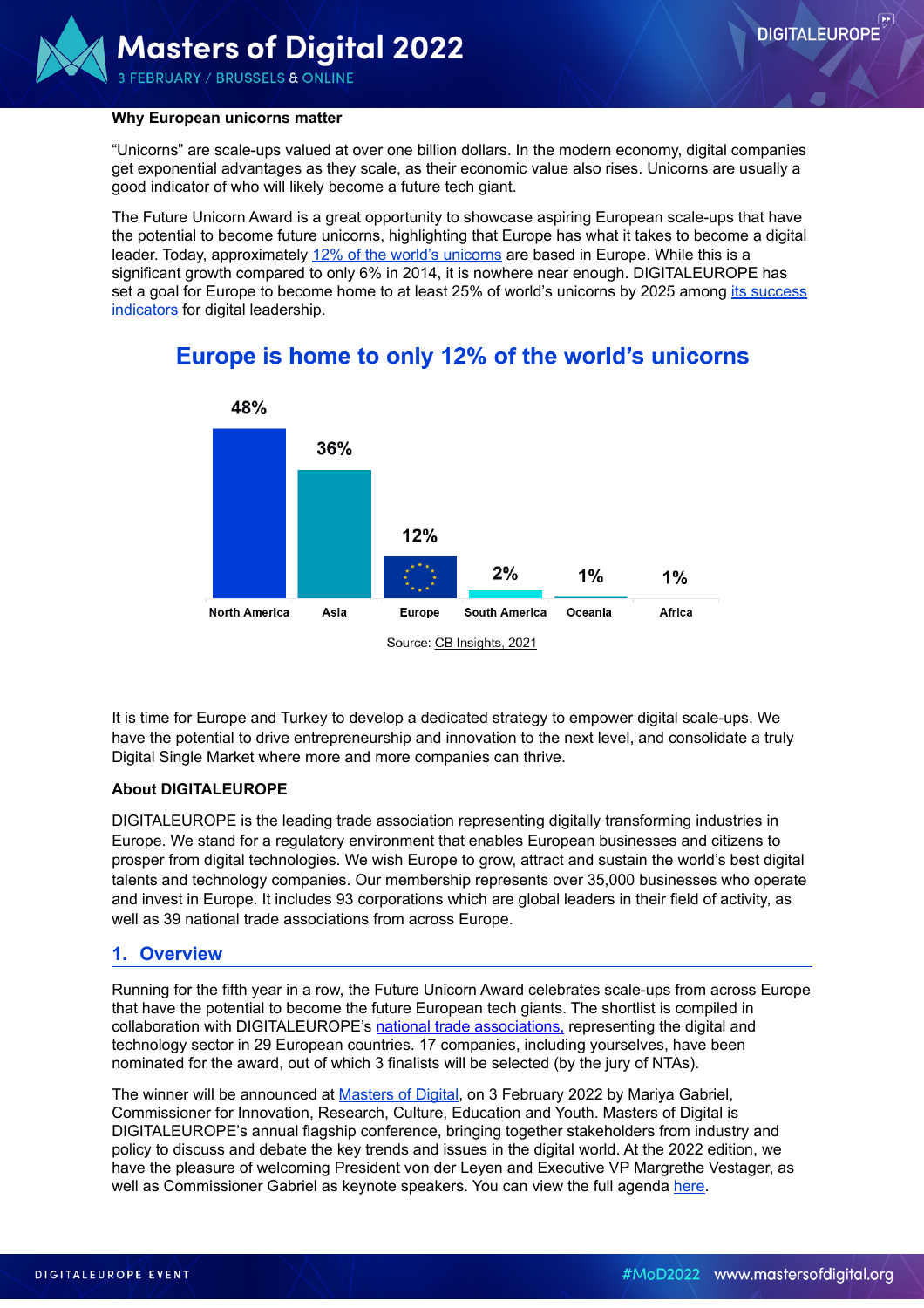**Why European unicorns matter**

"Unicorns" are scale-ups valued at over one billion dollars. In the modern economy, digital companies get exponential advantages as they scale, as their economic value also rises. Unicorns are usually a good indicator of who will likely become a future tech giant.

The Future Unicorn Award is a great opportunity to showcase aspiring European scale-ups that have the potential to become future unicorns, highlighting that Europe has what it takes to become a digital leader. Today, approximately [12% of the world's unicorns](#) are based in Europe. While this is a significant growth compared to only 6% in 2014, it is nowhere near enough. DIGITALEUROPE has set a goal for Europe to become home to at least 25% of world's unicorns by 2025 among [its success indicators](#) for digital leadership.

**Europe is home to only 12% of the world's unicorns**

| Region | Share |
| --- | --- |
| North America | 48% |
| Asia | 36% |
| Europe | 12% |
| South America | 2% |
| Oceania | 1% |
| Africa | 1% |

Source: CB Insights, 2021

It is time for Europe and Turkey to develop a dedicated strategy to empower digital scale-ups. We have the potential to drive entrepreneurship and innovation to the next level, and consolidate a truly Digital Single Market where more and more companies can thrive.

**About DIGITALEUROPE**

DIGITALEUROPE is the leading trade association representing digitally transforming industries in Europe. We stand for a regulatory environment that enables European businesses and citizens to prosper from digital technologies. We wish Europe to grow, attract and sustain the world's best digital talents and technology companies. Our membership represents over 35,000 businesses who operate and invest in Europe. It includes 93 corporations which are global leaders in their field of activity, as well as 39 national trade associations from across Europe.

## 1. Overview

Running for the fifth year in a row, the Future Unicorn Award celebrates scale-ups from across Europe that have the potential to become the future European tech giants. The shortlist is compiled in collaboration with DIGITALEUROPE's [national trade associations,](#) representing the digital and technology sector in 29 European countries. 17 companies, including yourselves, have been nominated for the award, out of which 3 finalists will be selected (by the jury of NTAs).

The winner will be announced at [Masters of Digital](#), on 3 February 2022 by Mariya Gabriel, Commissioner for Innovation, Research, Culture, Education and Youth. Masters of Digital is DIGITALEUROPE's annual flagship conference, bringing together stakeholders from industry and policy to discuss and debate the key trends and issues in the digital world. At the 2022 edition, we have the pleasure of welcoming President von der Leyen and Executive VP Margrethe Vestager, as well as Commissioner Gabriel as keynote speakers. You can view the full agenda [here](#).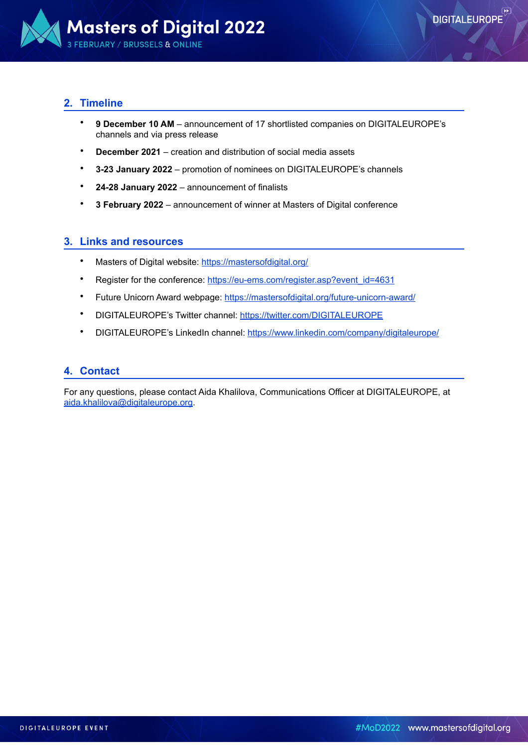## 2. Timeline

- **9 December 10 AM** – announcement of 17 shortlisted companies on DIGITALEUROPE's channels and via press release
- **December 2021** – creation and distribution of social media assets
- **3-23 January 2022** – promotion of nominees on DIGITALEUROPE's channels
- **24-28 January 2022** – announcement of finalists
- **3 February 2022** – announcement of winner at Masters of Digital conference

## 3. Links and resources

- Masters of Digital website: https://mastersofdigital.org/
- Register for the conference: https://eu-ems.com/register.asp?event_id=4631
- Future Unicorn Award webpage: https://mastersofdigital.org/future-unicorn-award/
- DIGITALEUROPE's Twitter channel: https://twitter.com/DIGITALEUROPE
- DIGITALEUROPE's LinkedIn channel: https://www.linkedin.com/company/digitaleurope/

## 4. Contact

For any questions, please contact Aida Khalilova, Communications Officer at DIGITALEUROPE, at aida.khalilova@digitaleurope.org.